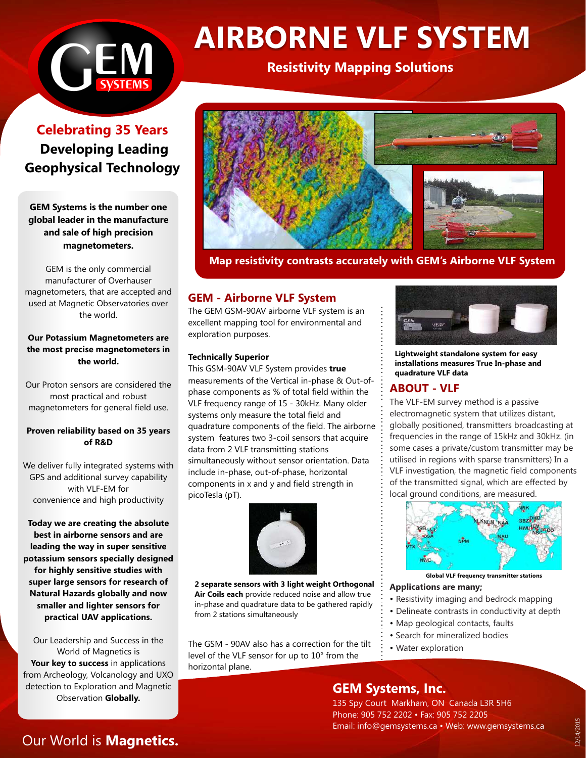# AIRBORNE VLF SYSTEM

**Resistivity Mapping Solutions**

## Celebrating 35 Years Developing Leading Geophysical Technology

**GEM Systems is the number one global leader in the manufacture and sale of high precision magnetometers.**

GEM is the only commercial manufacturer of Overhauser magnetometers, that are accepted and used at Magnetic Observatories over the world.

**Our Potassium Magnetometers are the most precise magnetometers in the world.**

Our Proton sensors are considered the most practical and robust magnetometers for general field use.

**Proven reliability based on 35 years of R&D**

We deliver fully integrated systems with GPS and additional survey capability with VLF-EM for convenience and high productivity

**Today we are creating the absolute best in airborne sensors and are leading the way in super sensitive potassium sensors specially designed for highly sensitive studies with super large sensors for research of Natural Hazards globally and now smaller and lighter sensors for practical UAV applications.**

Our Leadership and Success in the World of Magnetics is **Your key to success** in applications from Archeology, Volcanology and UXO detection to Exploration and Magnetic Observation **Globally.**

**Map resistivity contrasts accurately with GEM's Airborne VLF System**

## GEM - Airborne VLF System

The GEM GSM-90AV airborne VLF system is an excellent mapping tool for environmental and exploration purposes.

### Technically Superior

This GSM-90AV VLF System provides **true** measurements of the Vertical in-phase & Out-of-phase components as % of total field within the VLF frequency range of 15 - 30kHz. Many older systems only measure the total field and quadrature components of the field. The airborne system features two 3-coil sensors that acquire data from 2 VLF transmitting stations simultaneously without sensor orientation. Data include in-phase, out-of-phase, horizontal components in x and y and field strength in picoTesla (pT).

**2 separate sensors with 3 light weight Orthogonal Air Coils each** provide reduced noise and allow true in-phase and quadrature data to be gathered rapidly from 2 stations simultaneously

The GSM - 90AV also has a correction for the tilt level of the VLF sensor for up to 10° from the horizontal plane.

**Lightweight standalone system for easy installations measures True In-phase and quadrature VLF data**

## ABOUT - VLF

The VLF-EM survey method is a passive electromagnetic system that utilizes distant, globally positioned, transmitters broadcasting at frequencies in the range of 15kHz and 30kHz. (in some cases a private/custom transmitter may be utilised in regions with sparse transmitters) In a VLF investigation, the magnetic field components of the transmitted signal, which are effected by local ground conditions, are measured.

**Global VLF frequency transmitter stations**

**Applications are many;**

- Resistivity imaging and bedrock mapping
- Delineate contrasts in conductivity at depth
- Map geological contacts, faults
- Search for mineralized bodies
- Water exploration

## GEM Systems, Inc.

135 Spy Court Markham, ON Canada L3R 5H6
Phone: 905 752 2202 • Fax: 905 752 2205
Email: info@gemsystems.ca • Web: www.gemsystems.ca

Our World is **Magnetics.**

12/14/2015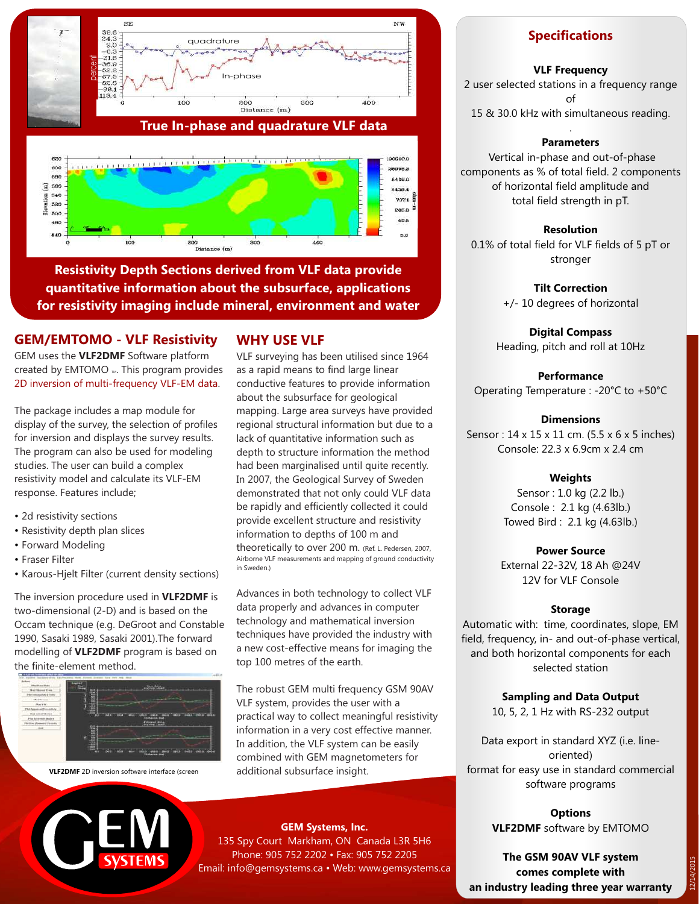SE NW

39.6
24.3
9.0
-6.3
-21.6
-36.9
-52.2
-67.5
-82.8
-98.1
-113.4

percent

quadrature

In-phase

0 100 200 300 400

Distance (m)

**True In-phase and quadrature VLF data**

Elevation (m)

620 600 580 560 540 520 500 480 460 440

0 100 200 300 400

Distance (m)

100000.0
25998.2
6409.0
2436.4
737.1
205.0
59.5
5.0

**Resistivity Depth Sections derived from VLF data provide quantitative information about the subsurface, applications for resistivity imaging include mineral, environment and water**

## GEM/EMTOMO - VLF Resistivity

GEM uses the **VLF2DMF** Software platform created by EMTOMO ™. This program provides 2D inversion of multi-frequency VLF-EM data.

The package includes a map module for display of the survey, the selection of profiles for inversion and displays the survey results. The program can also be used for modeling studies. The user can build a complex resistivity model and calculate its VLF-EM response. Features include;

- 2d resistivity sections
- Resistivity depth plan slices
- Forward Modeling
- Fraser Filter
- Karous-Hjelt Filter (current density sections)

The inversion procedure used in **VLF2DMF** is two-dimensional (2-D) and is based on the Occam technique (e.g. DeGroot and Constable 1990, Sasaki 1989, Sasaki 2001).The forward modelling of **VLF2DMF** program is based on the finite-element method.

**VLF2DMF** 2D inversion software interface (screen

## WHY USE VLF

VLF surveying has been utilised since 1964 as a rapid means to find large linear conductive features to provide information about the subsurface for geological mapping. Large area surveys have provided regional structural information but due to a lack of quantitative information such as depth to structure information the method had been marginalised until quite recently. In 2007, the Geological Survey of Sweden demonstrated that not only could VLF data be rapidly and efficiently collected it could provide excellent structure and resistivity information to depths of 100 m and theoretically to over 200 m. (Ref. L. Pedersen, 2007, Airborne VLF measurements and mapping of ground conductivity in Sweden.)

Advances in both technology to collect VLF data properly and advances in computer technology and mathematical inversion techniques have provided the industry with a new cost-effective means for imaging the top 100 metres of the earth.

The robust GEM multi frequency GSM 90AV VLF system, provides the user with a practical way to collect meaningful resistivity information in a very cost effective manner. In addition, the VLF system can be easily combined with GEM magnetometers for additional subsurface insight.

## Specifications

**VLF Frequency**
2 user selected stations in a frequency range of
15 & 30.0 kHz with simultaneous reading.

**Parameters**
Vertical in-phase and out-of-phase components as % of total field. 2 components of horizontal field amplitude and total field strength in pT.

**Resolution**
0.1% of total field for VLF fields of 5 pT or stronger

**Tilt Correction**
+/- 10 degrees of horizontal

**Digital Compass**
Heading, pitch and roll at 10Hz

**Performance**
Operating Temperature : -20°C to +50°C

**Dimensions**
Sensor : 14 x 15 x 11 cm. (5.5 x 6 x 5 inches)
Console: 22.3 x 6.9cm x 2.4 cm

**Weights**
Sensor : 1.0 kg (2.2 lb.)
Console : 2.1 kg (4.63lb.)
Towed Bird : 2.1 kg (4.63lb.)

**Power Source**
External 22-32V, 18 Ah @24V
12V for VLF Console

**Storage**
Automatic with: time, coordinates, slope, EM field, frequency, in- and out-of-phase vertical, and both horizontal components for each selected station

**Sampling and Data Output**
10, 5, 2, 1 Hz with RS-232 output

Data export in standard XYZ (i.e. line-oriented)
format for easy use in standard commercial software programs

**Options**
**VLF2DMF** software by EMTOMO

**The GSM 90AV VLF system comes complete with an industry leading three year warranty**

GEM SYSTEMS

**GEM Systems, Inc.**
135 Spy Court Markham, ON Canada L3R 5H6
Phone: 905 752 2202 • Fax: 905 752 2205
Email: info@gemsystems.ca • Web: www.gemsystems.ca

12/14/2015